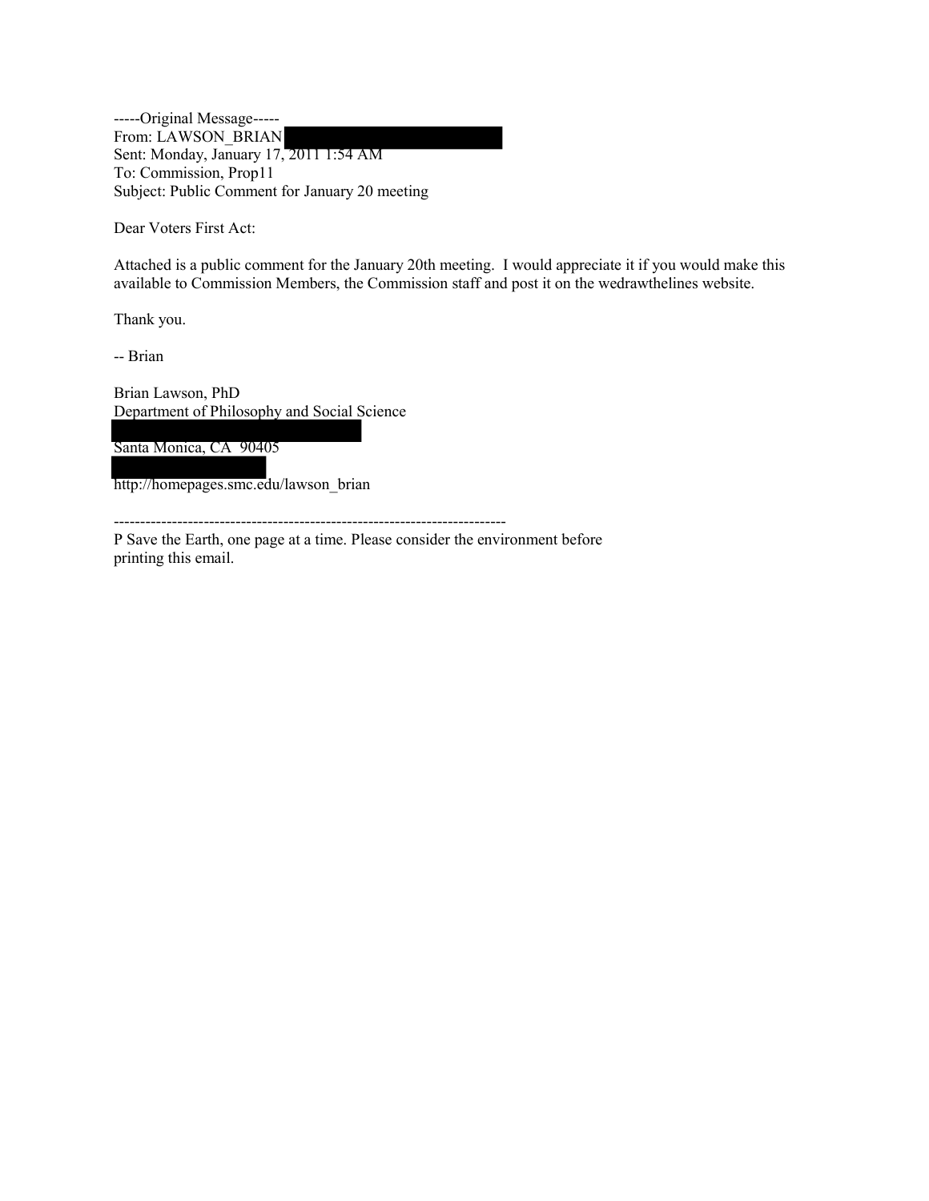-----Original Message-----
From: LAWSON_BRIAN
Sent: Monday, January 17, 2011 1:54 AM
To: Commission, Prop11
Subject: Public Comment for January 20 meeting

Dear Voters First Act:

Attached is a public comment for the January 20th meeting.  I would appreciate it if you would make this available to Commission Members, the Commission staff and post it on the wedrawthelines website.

Thank you.

-- Brian

Brian Lawson, PhD
Department of Philosophy and Social Science

Santa Monica, CA  90405

http://homepages.smc.edu/lawson_brian

--------------------------------------------------------------------------
P Save the Earth, one page at a time. Please consider the environment before printing this email.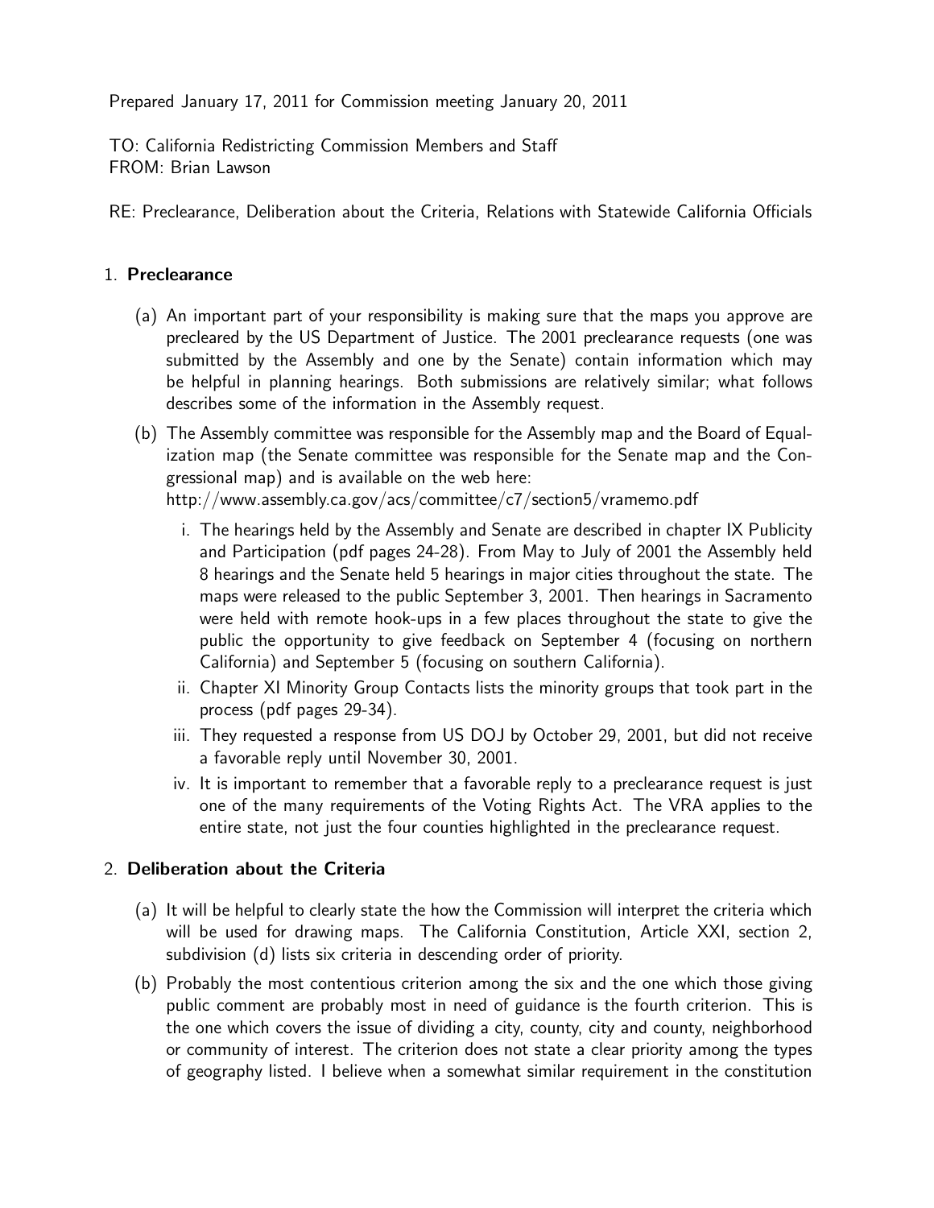Prepared January 17, 2011 for Commission meeting January 20, 2011

TO: California Redistricting Commission Members and Staff
FROM: Brian Lawson

RE: Preclearance, Deliberation about the Criteria, Relations with Statewide California Officials

1. **Preclearance**

   (a) An important part of your responsibility is making sure that the maps you approve are precleared by the US Department of Justice. The 2001 preclearance requests (one was submitted by the Assembly and one by the Senate) contain information which may be helpful in planning hearings. Both submissions are relatively similar; what follows describes some of the information in the Assembly request.

   (b) The Assembly committee was responsible for the Assembly map and the Board of Equalization map (the Senate committee was responsible for the Senate map and the Congressional map) and is available on the web here:
   http://www.assembly.ca.gov/acs/committee/c7/section5/vramemo.pdf

      i. The hearings held by the Assembly and Senate are described in chapter IX Publicity and Participation (pdf pages 24-28). From May to July of 2001 the Assembly held 8 hearings and the Senate held 5 hearings in major cities throughout the state. The maps were released to the public September 3, 2001. Then hearings in Sacramento were held with remote hook-ups in a few places throughout the state to give the public the opportunity to give feedback on September 4 (focusing on northern California) and September 5 (focusing on southern California).

      ii. Chapter XI Minority Group Contacts lists the minority groups that took part in the process (pdf pages 29-34).

      iii. They requested a response from US DOJ by October 29, 2001, but did not receive a favorable reply until November 30, 2001.

      iv. It is important to remember that a favorable reply to a preclearance request is just one of the many requirements of the Voting Rights Act. The VRA applies to the entire state, not just the four counties highlighted in the preclearance request.

2. **Deliberation about the Criteria**

   (a) It will be helpful to clearly state the how the Commission will interpret the criteria which will be used for drawing maps. The California Constitution, Article XXI, section 2, subdivision (d) lists six criteria in descending order of priority.

   (b) Probably the most contentious criterion among the six and the one which those giving public comment are probably most in need of guidance is the fourth criterion. This is the one which covers the issue of dividing a city, county, city and county, neighborhood or community of interest. The criterion does not state a clear priority among the types of geography listed. I believe when a somewhat similar requirement in the constitution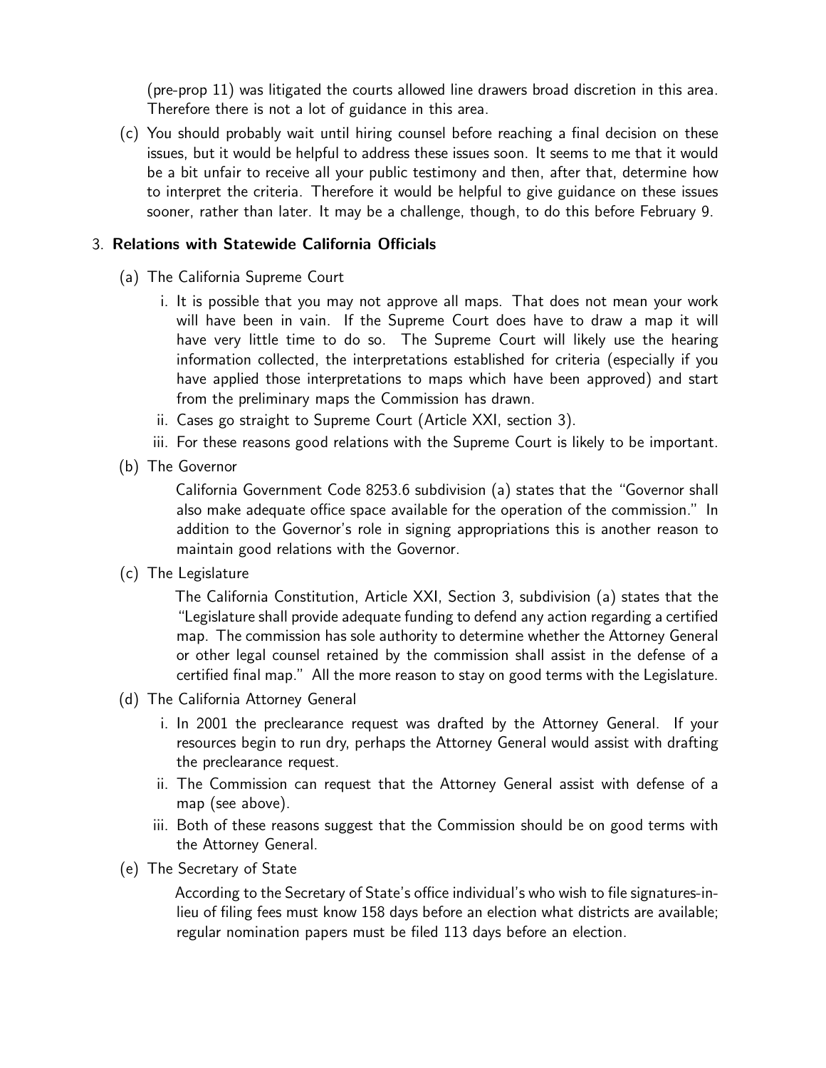(pre-prop 11) was litigated the courts allowed line drawers broad discretion in this area. Therefore there is not a lot of guidance in this area.

(c) You should probably wait until hiring counsel before reaching a final decision on these issues, but it would be helpful to address these issues soon. It seems to me that it would be a bit unfair to receive all your public testimony and then, after that, determine how to interpret the criteria. Therefore it would be helpful to give guidance on these issues sooner, rather than later. It may be a challenge, though, to do this before February 9.

3. **Relations with Statewide California Officials**

   (a) The California Supreme Court

      i. It is possible that you may not approve all maps. That does not mean your work will have been in vain. If the Supreme Court does have to draw a map it will have very little time to do so. The Supreme Court will likely use the hearing information collected, the interpretations established for criteria (especially if you have applied those interpretations to maps which have been approved) and start from the preliminary maps the Commission has drawn.

      ii. Cases go straight to Supreme Court (Article XXI, section 3).

      iii. For these reasons good relations with the Supreme Court is likely to be important.

   (b) The Governor

      California Government Code 8253.6 subdivision (a) states that the "Governor shall also make adequate office space available for the operation of the commission." In addition to the Governor's role in signing appropriations this is another reason to maintain good relations with the Governor.

   (c) The Legislature

      The California Constitution, Article XXI, Section 3, subdivision (a) states that the "Legislature shall provide adequate funding to defend any action regarding a certified map. The commission has sole authority to determine whether the Attorney General or other legal counsel retained by the commission shall assist in the defense of a certified final map." All the more reason to stay on good terms with the Legislature.

   (d) The California Attorney General

      i. In 2001 the preclearance request was drafted by the Attorney General. If your resources begin to run dry, perhaps the Attorney General would assist with drafting the preclearance request.

      ii. The Commission can request that the Attorney General assist with defense of a map (see above).

      iii. Both of these reasons suggest that the Commission should be on good terms with the Attorney General.

   (e) The Secretary of State

      According to the Secretary of State's office individual's who wish to file signatures-in-lieu of filing fees must know 158 days before an election what districts are available; regular nomination papers must be filed 113 days before an election.